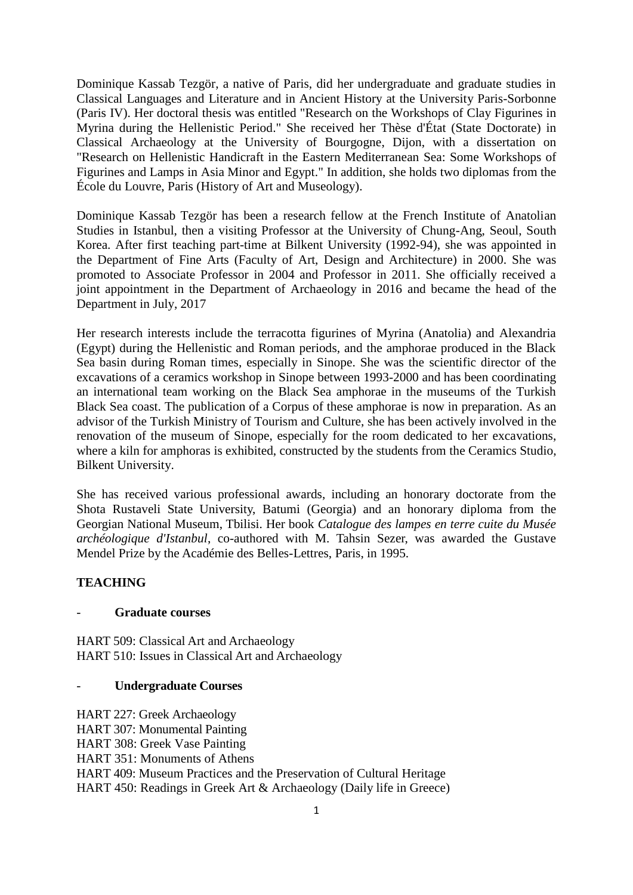Dominique Kassab Tezgör, a native of Paris, did her undergraduate and graduate studies in Classical Languages and Literature and in Ancient History at the University Paris-Sorbonne (Paris IV). Her doctoral thesis was entitled "Research on the Workshops of Clay Figurines in Myrina during the Hellenistic Period." She received her Thèse d'État (State Doctorate) in Classical Archaeology at the University of Bourgogne, Dijon, with a dissertation on "Research on Hellenistic Handicraft in the Eastern Mediterranean Sea: Some Workshops of Figurines and Lamps in Asia Minor and Egypt." In addition, she holds two diplomas from the École du Louvre, Paris (History of Art and Museology).

Dominique Kassab Tezgör has been a research fellow at the French Institute of Anatolian Studies in Istanbul, then a visiting Professor at the University of Chung-Ang, Seoul, South Korea. After first teaching part-time at Bilkent University (1992-94), she was appointed in the Department of Fine Arts (Faculty of Art, Design and Architecture) in 2000. She was promoted to Associate Professor in 2004 and Professor in 2011. She officially received a joint appointment in the Department of Archaeology in 2016 and became the head of the Department in July, 2017

Her research interests include the terracotta figurines of Myrina (Anatolia) and Alexandria (Egypt) during the Hellenistic and Roman periods, and the amphorae produced in the Black Sea basin during Roman times, especially in Sinope. She was the scientific director of the excavations of a ceramics workshop in Sinope between 1993-2000 and has been coordinating an international team working on the Black Sea amphorae in the museums of the Turkish Black Sea coast. The publication of a Corpus of these amphorae is now in preparation. As an advisor of the Turkish Ministry of Tourism and Culture, she has been actively involved in the renovation of the museum of Sinope, especially for the room dedicated to her excavations, where a kiln for amphoras is exhibited, constructed by the students from the Ceramics Studio, Bilkent University.

She has received various professional awards, including an honorary doctorate from the Shota Rustaveli State University, Batumi (Georgia) and an honorary diploma from the Georgian National Museum, Tbilisi. Her book *Catalogue des lampes en terre cuite du Musée archéologique d'Istanbul*, co-authored with M. Tahsin Sezer, was awarded the Gustave Mendel Prize by the Académie des Belles-Lettres, Paris, in 1995.

## TEACHING

- **Graduate courses**

HART 509: Classical Art and Archaeology
HART 510: Issues in Classical Art and Archaeology

- **Undergraduate Courses**

HART 227: Greek Archaeology
HART 307: Monumental Painting
HART 308: Greek Vase Painting
HART 351: Monuments of Athens
HART 409: Museum Practices and the Preservation of Cultural Heritage
HART 450: Readings in Greek Art & Archaeology (Daily life in Greece)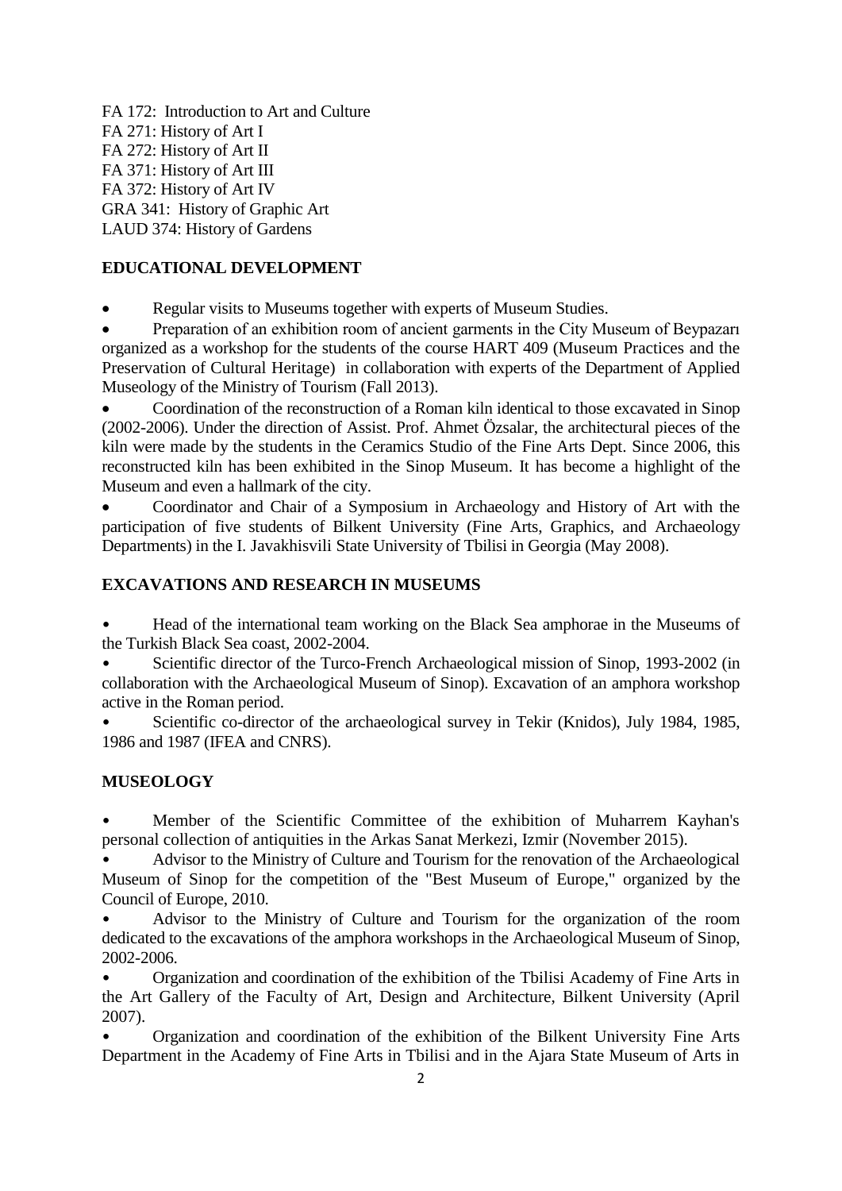FA 172: Introduction to Art and Culture
FA 271: History of Art I
FA 272: History of Art II
FA 371: History of Art III
FA 372: History of Art IV
GRA 341: History of Graphic Art
LAUD 374: History of Gardens

## EDUCATIONAL DEVELOPMENT

- Regular visits to Museums together with experts of Museum Studies.
- Preparation of an exhibition room of ancient garments in the City Museum of Beypazarı organized as a workshop for the students of the course HART 409 (Museum Practices and the Preservation of Cultural Heritage) in collaboration with experts of the Department of Applied Museology of the Ministry of Tourism (Fall 2013).
- Coordination of the reconstruction of a Roman kiln identical to those excavated in Sinop (2002-2006). Under the direction of Assist. Prof. Ahmet Özsalar, the architectural pieces of the kiln were made by the students in the Ceramics Studio of the Fine Arts Dept. Since 2006, this reconstructed kiln has been exhibited in the Sinop Museum. It has become a highlight of the Museum and even a hallmark of the city.
- Coordinator and Chair of a Symposium in Archaeology and History of Art with the participation of five students of Bilkent University (Fine Arts, Graphics, and Archaeology Departments) in the I. Javakhisvili State University of Tbilisi in Georgia (May 2008).

## EXCAVATIONS AND RESEARCH IN MUSEUMS

- Head of the international team working on the Black Sea amphorae in the Museums of the Turkish Black Sea coast, 2002-2004.
- Scientific director of the Turco-French Archaeological mission of Sinop, 1993-2002 (in collaboration with the Archaeological Museum of Sinop). Excavation of an amphora workshop active in the Roman period.
- Scientific co-director of the archaeological survey in Tekir (Knidos), July 1984, 1985, 1986 and 1987 (IFEA and CNRS).

## MUSEOLOGY

- Member of the Scientific Committee of the exhibition of Muharrem Kayhan's personal collection of antiquities in the Arkas Sanat Merkezi, Izmir (November 2015).
- Advisor to the Ministry of Culture and Tourism for the renovation of the Archaeological Museum of Sinop for the competition of the "Best Museum of Europe," organized by the Council of Europe, 2010.
- Advisor to the Ministry of Culture and Tourism for the organization of the room dedicated to the excavations of the amphora workshops in the Archaeological Museum of Sinop, 2002-2006.
- Organization and coordination of the exhibition of the Tbilisi Academy of Fine Arts in the Art Gallery of the Faculty of Art, Design and Architecture, Bilkent University (April 2007).
- Organization and coordination of the exhibition of the Bilkent University Fine Arts Department in the Academy of Fine Arts in Tbilisi and in the Ajara State Museum of Arts in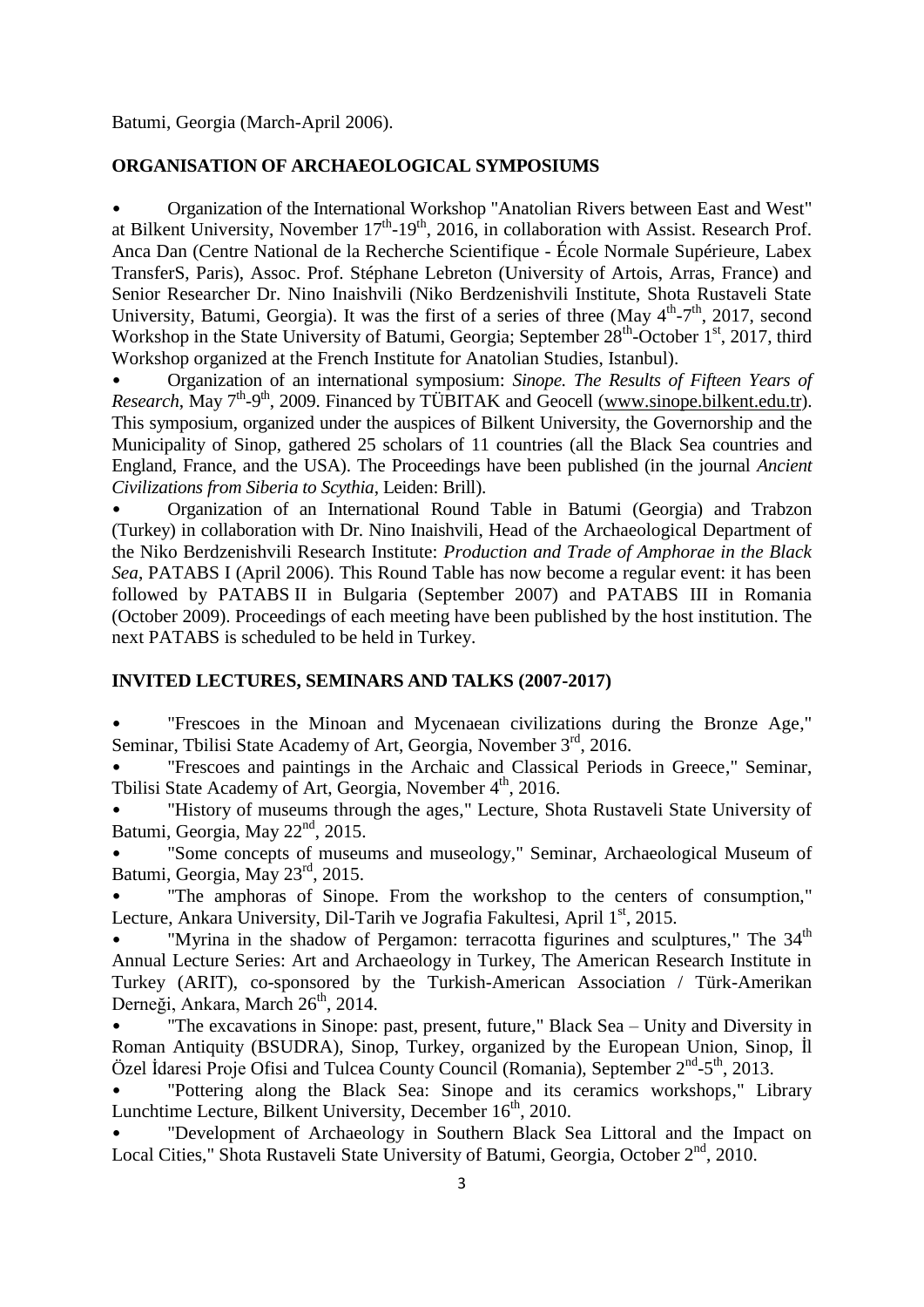Batumi, Georgia (March-April 2006).

## ORGANISATION OF ARCHAEOLOGICAL SYMPOSIUMS

- Organization of the International Workshop "Anatolian Rivers between East and West" at Bilkent University, November 17th-19th, 2016, in collaboration with Assist. Research Prof. Anca Dan (Centre National de la Recherche Scientifique - École Normale Supérieure, Labex TransferS, Paris), Assoc. Prof. Stéphane Lebreton (University of Artois, Arras, France) and Senior Researcher Dr. Nino Inaishvili (Niko Berdzenishvili Institute, Shota Rustaveli State University, Batumi, Georgia). It was the first of a series of three (May 4th-7th, 2017, second Workshop in the State University of Batumi, Georgia; September 28th-October 1st, 2017, third Workshop organized at the French Institute for Anatolian Studies, Istanbul).
- Organization of an international symposium: *Sinope. The Results of Fifteen Years of Research*, May 7th-9th, 2009. Financed by TÜBITAK and Geocell (www.sinope.bilkent.edu.tr). This symposium, organized under the auspices of Bilkent University, the Governorship and the Municipality of Sinop, gathered 25 scholars of 11 countries (all the Black Sea countries and England, France, and the USA). The Proceedings have been published (in the journal *Ancient Civilizations from Siberia to Scythia*, Leiden: Brill).
- Organization of an International Round Table in Batumi (Georgia) and Trabzon (Turkey) in collaboration with Dr. Nino Inaishvili, Head of the Archaeological Department of the Niko Berdzenishvili Research Institute: *Production and Trade of Amphorae in the Black Sea*, PATABS I (April 2006). This Round Table has now become a regular event: it has been followed by PATABS II in Bulgaria (September 2007) and PATABS III in Romania (October 2009). Proceedings of each meeting have been published by the host institution. The next PATABS is scheduled to be held in Turkey.

## INVITED LECTURES, SEMINARS AND TALKS (2007-2017)

- "Frescoes in the Minoan and Mycenaean civilizations during the Bronze Age," Seminar, Tbilisi State Academy of Art, Georgia, November 3rd, 2016.
- "Frescoes and paintings in the Archaic and Classical Periods in Greece," Seminar, Tbilisi State Academy of Art, Georgia, November 4th, 2016.
- "History of museums through the ages," Lecture, Shota Rustaveli State University of Batumi, Georgia, May 22nd, 2015.
- "Some concepts of museums and museology," Seminar, Archaeological Museum of Batumi, Georgia, May 23rd, 2015.
- "The amphoras of Sinope. From the workshop to the centers of consumption," Lecture, Ankara University, Dil-Tarih ve Jografia Fakultesi, April 1st, 2015.
- "Myrina in the shadow of Pergamon: terracotta figurines and sculptures," The 34th Annual Lecture Series: Art and Archaeology in Turkey, The American Research Institute in Turkey (ARIT), co-sponsored by the Turkish-American Association / Türk-Amerikan Derneği, Ankara, March 26th, 2014.
- "The excavations in Sinope: past, present, future," Black Sea – Unity and Diversity in Roman Antiquity (BSUDRA), Sinop, Turkey, organized by the European Union, Sinop, İl Özel İdaresi Proje Ofisi and Tulcea County Council (Romania), September 2nd-5th, 2013.
- "Pottering along the Black Sea: Sinope and its ceramics workshops," Library Lunchtime Lecture, Bilkent University, December 16th, 2010.
- "Development of Archaeology in Southern Black Sea Littoral and the Impact on Local Cities," Shota Rustaveli State University of Batumi, Georgia, October 2nd, 2010.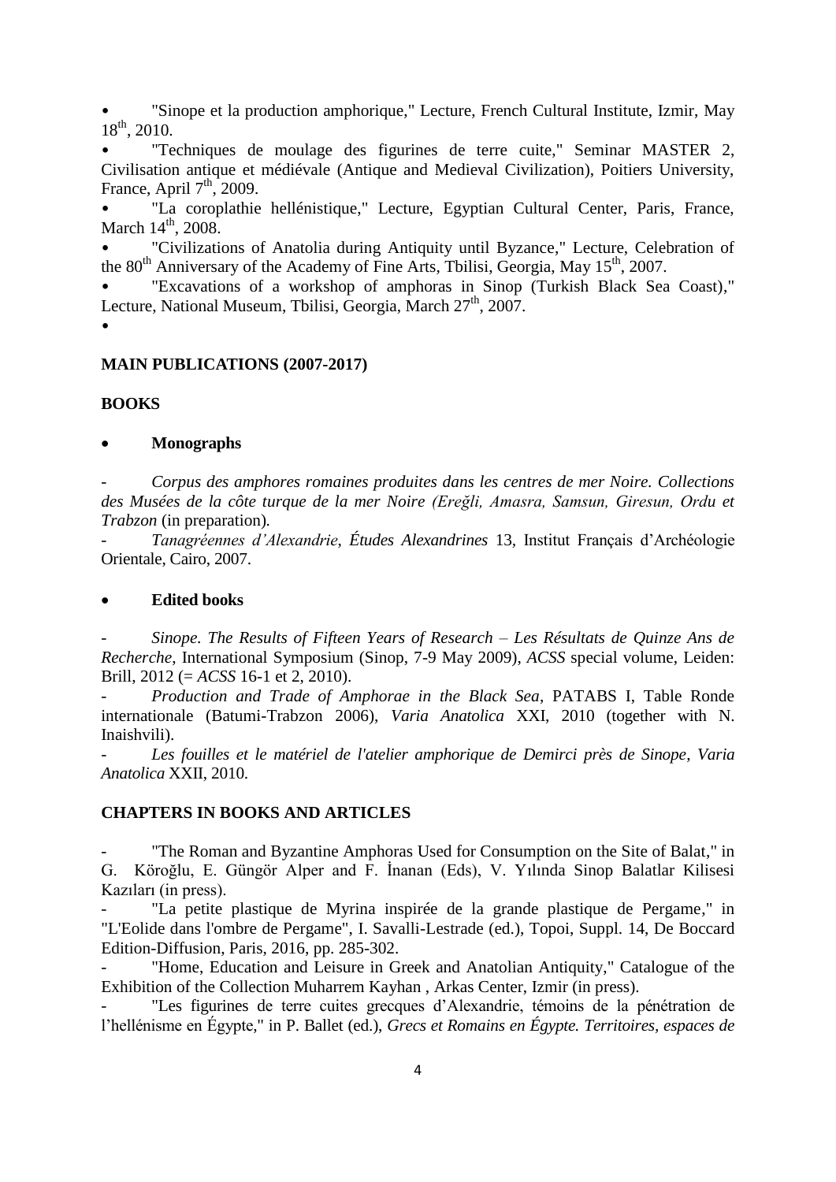- "Sinope et la production amphorique," Lecture, French Cultural Institute, Izmir, May 18th, 2010.
- "Techniques de moulage des figurines de terre cuite," Seminar MASTER 2, Civilisation antique et médiévale (Antique and Medieval Civilization), Poitiers University, France, April 7th, 2009.
- "La coroplathie hellénistique," Lecture, Egyptian Cultural Center, Paris, France, March 14th, 2008.
- "Civilizations of Anatolia during Antiquity until Byzance," Lecture, Celebration of the 80th Anniversary of the Academy of Fine Arts, Tbilisi, Georgia, May 15th, 2007.
- "Excavations of a workshop of amphoras in Sinop (Turkish Black Sea Coast)," Lecture, National Museum, Tbilisi, Georgia, March 27th, 2007.

**MAIN PUBLICATIONS (2007-2017)**

**BOOKS**

- **Monographs**

- *Corpus des amphores romaines produites dans les centres de mer Noire. Collections des Musées de la côte turque de la mer Noire (Ereğli, Amasra, Samsun, Giresun, Ordu et Trabzon* (in preparation).
- *Tanagréennes d'Alexandrie*, *Études Alexandrines* 13, Institut Français d'Archéologie Orientale, Cairo, 2007.

- **Edited books**

- *Sinope. The Results of Fifteen Years of Research – Les Résultats de Quinze Ans de Recherche*, International Symposium (Sinop, 7-9 May 2009), *ACSS* special volume, Leiden: Brill, 2012 (= *ACSS* 16-1 et 2, 2010).
- *Production and Trade of Amphorae in the Black Sea*, PATABS I, Table Ronde internationale (Batumi-Trabzon 2006), *Varia Anatolica* XXI, 2010 (together with N. Inaishvili).
- *Les fouilles et le matériel de l'atelier amphorique de Demirci près de Sinope*, *Varia Anatolica* XXII, 2010.

**CHAPTERS IN BOOKS AND ARTICLES**

- "The Roman and Byzantine Amphoras Used for Consumption on the Site of Balat," in G. Köroğlu, E. Güngör Alper and F. İnanan (Eds), V. Yılında Sinop Balatlar Kilisesi Kazıları (in press).
- "La petite plastique de Myrina inspirée de la grande plastique de Pergame," in "L'Eolide dans l'ombre de Pergame", I. Savalli-Lestrade (ed.), Topoi, Suppl. 14, De Boccard Edition-Diffusion, Paris, 2016, pp. 285-302.
- "Home, Education and Leisure in Greek and Anatolian Antiquity," Catalogue of the Exhibition of the Collection Muharrem Kayhan , Arkas Center, Izmir (in press).
- "Les figurines de terre cuites grecques d'Alexandrie, témoins de la pénétration de l'hellénisme en Égypte," in P. Ballet (ed.), *Grecs et Romains en Égypte. Territoires, espaces de*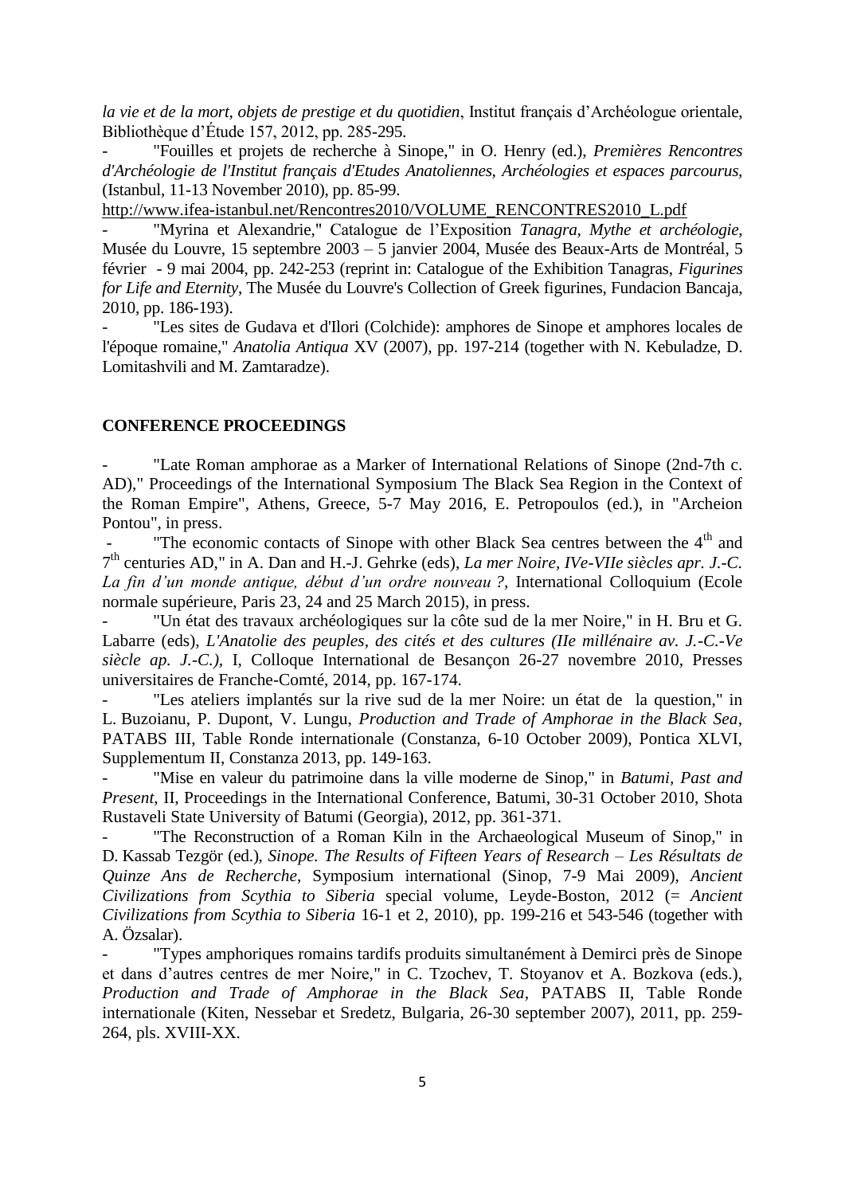*la vie et de la mort, objets de prestige et du quotidien*, Institut français d'Archéologue orientale, Bibliothèque d'Étude 157, 2012, pp. 285-295.

- "Fouilles et projets de recherche à Sinope," in O. Henry (ed.), *Premières Rencontres d'Archéologie de l'Institut français d'Etudes Anatoliennes, Archéologies et espaces parcourus*, (Istanbul, 11-13 November 2010), pp. 85-99.

http://www.ifea-istanbul.net/Rencontres2010/VOLUME_RENCONTRES2010_L.pdf

- "Myrina et Alexandrie," Catalogue de l'Exposition *Tanagra, Mythe et archéologie*, Musée du Louvre, 15 septembre 2003 – 5 janvier 2004, Musée des Beaux-Arts de Montréal, 5 février - 9 mai 2004, pp. 242-253 (reprint in: Catalogue of the Exhibition Tanagras, *Figurines for Life and Eternity*, The Musée du Louvre's Collection of Greek figurines, Fundacion Bancaja, 2010, pp. 186-193).

- "Les sites de Gudava et d'Ilori (Colchide): amphores de Sinope et amphores locales de l'époque romaine," *Anatolia Antiqua* XV (2007), pp. 197-214 (together with N. Kebuladze, D. Lomitashvili and M. Zamtaradze).

**CONFERENCE PROCEEDINGS**

- "Late Roman amphorae as a Marker of International Relations of Sinope (2nd-7th c. AD)," Proceedings of the International Symposium The Black Sea Region in the Context of the Roman Empire", Athens, Greece, 5-7 May 2016, E. Petropoulos (ed.), in "Archeion Pontou", in press.

- "The economic contacts of Sinope with other Black Sea centres between the 4th and 7th centuries AD," in A. Dan and H.-J. Gehrke (eds), *La mer Noire, IVe-VIIe siècles apr. J.-C. La fin d'un monde antique, début d'un ordre nouveau ?*, International Colloquium (Ecole normale supérieure, Paris 23, 24 and 25 March 2015), in press.

- "Un état des travaux archéologiques sur la côte sud de la mer Noire," in H. Bru et G. Labarre (eds), *L'Anatolie des peuples, des cités et des cultures (IIe millénaire av. J.-C.-Ve siècle ap. J.-C.)*, I, Colloque International de Besançon 26-27 novembre 2010, Presses universitaires de Franche-Comté, 2014, pp. 167-174.

- "Les ateliers implantés sur la rive sud de la mer Noire: un état de la question," in L. Buzoianu, P. Dupont, V. Lungu, *Production and Trade of Amphorae in the Black Sea*, PATABS III, Table Ronde internationale (Constanza, 6-10 October 2009), Pontica XLVI, Supplementum II, Constanza 2013, pp. 149-163.

- "Mise en valeur du patrimoine dans la ville moderne de Sinop," in *Batumi, Past and Present*, II, Proceedings in the International Conference, Batumi, 30-31 October 2010, Shota Rustaveli State University of Batumi (Georgia), 2012, pp. 361-371.

- "The Reconstruction of a Roman Kiln in the Archaeological Museum of Sinop," in D. Kassab Tezgör (ed.), *Sinope. The Results of Fifteen Years of Research – Les Résultats de Quinze Ans de Recherche*, Symposium international (Sinop, 7-9 Mai 2009), *Ancient Civilizations from Scythia to Siberia* special volume, Leyde-Boston, 2012 (= *Ancient Civilizations from Scythia to Siberia* 16-1 et 2, 2010), pp. 199-216 et 543-546 (together with A. Özsalar).

- "Types amphoriques romains tardifs produits simultanément à Demirci près de Sinope et dans d'autres centres de mer Noire," in C. Tzochev, T. Stoyanov et A. Bozkova (eds.), *Production and Trade of Amphorae in the Black Sea*, PATABS II, Table Ronde internationale (Kiten, Nessebar et Sredetz, Bulgaria, 26-30 september 2007), 2011, pp. 259-264, pls. XVIII-XX.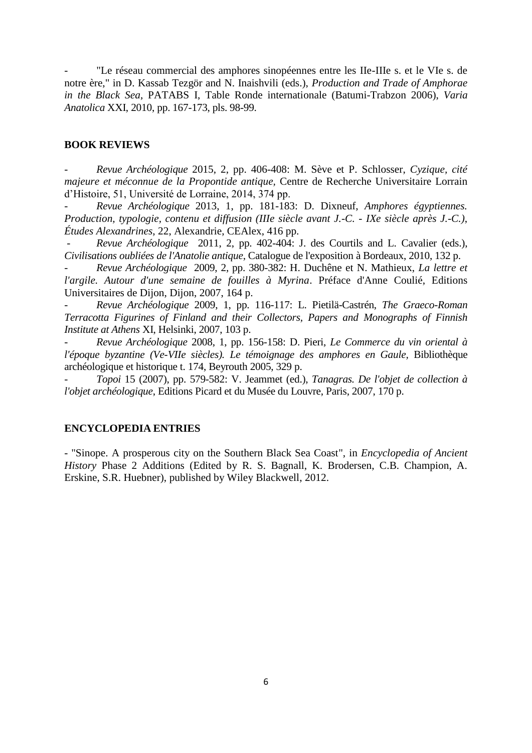- "Le réseau commercial des amphores sinopéennes entre les IIe-IIIe s. et le VIe s. de notre ère," in D. Kassab Tezgör and N. Inaishvili (eds.), *Production and Trade of Amphorae in the Black Sea*, PATABS I, Table Ronde internationale (Batumi-Trabzon 2006), *Varia Anatolica* XXI, 2010, pp. 167-173, pls. 98-99.

## BOOK REVIEWS

- *Revue Archéologique* 2015, 2, pp. 406-408: M. Sève et P. Schlosser, *Cyzique, cité majeure et méconnue de la Propontide antique*, Centre de Recherche Universitaire Lorrain d'Histoire, 51, Université de Lorraine, 2014, 374 pp.
- *Revue Archéologique* 2013, 1, pp. 181-183: D. Dixneuf, *Amphores égyptiennes. Production, typologie, contenu et diffusion (IIIe siècle avant J.-C. - IXe siècle après J.-C.)*, *Études Alexandrines*, 22, Alexandrie, CEAlex, 416 pp.
- *Revue Archéologique* 2011, 2, pp. 402-404: J. des Courtils and L. Cavalier (eds.), *Civilisations oubliées de l'Anatolie antique*, Catalogue de l'exposition à Bordeaux, 2010, 132 p.
- *Revue Archéologique* 2009, 2, pp. 380-382: H. Duchêne et N. Mathieux, *La lettre et l'argile. Autour d'une semaine de fouilles à Myrina*. Préface d'Anne Coulié, Editions Universitaires de Dijon, Dijon, 2007, 164 p.
- *Revue Archéologique* 2009, 1, pp. 116-117: L. Pietilä-Castrén, *The Graeco-Roman Terracotta Figurines of Finland and their Collectors, Papers and Monographs of Finnish Institute at Athens* XI, Helsinki, 2007, 103 p.
- *Revue Archéologique* 2008, 1, pp. 156-158: D. Pieri, *Le Commerce du vin oriental à l'époque byzantine (Ve-VIIe siècles). Le témoignage des amphores en Gaule*, Bibliothèque archéologique et historique t. 174, Beyrouth 2005, 329 p.
- *Topoi* 15 (2007), pp. 579-582: V. Jeammet (ed.), *Tanagras. De l'objet de collection à l'objet archéologique*, Editions Picard et du Musée du Louvre, Paris, 2007, 170 p.

## ENCYCLOPEDIA ENTRIES

- "Sinope. A prosperous city on the Southern Black Sea Coast", in *Encyclopedia of Ancient History* Phase 2 Additions (Edited by R. S. Bagnall, K. Brodersen, C.B. Champion, A. Erskine, S.R. Huebner), published by Wiley Blackwell, 2012.